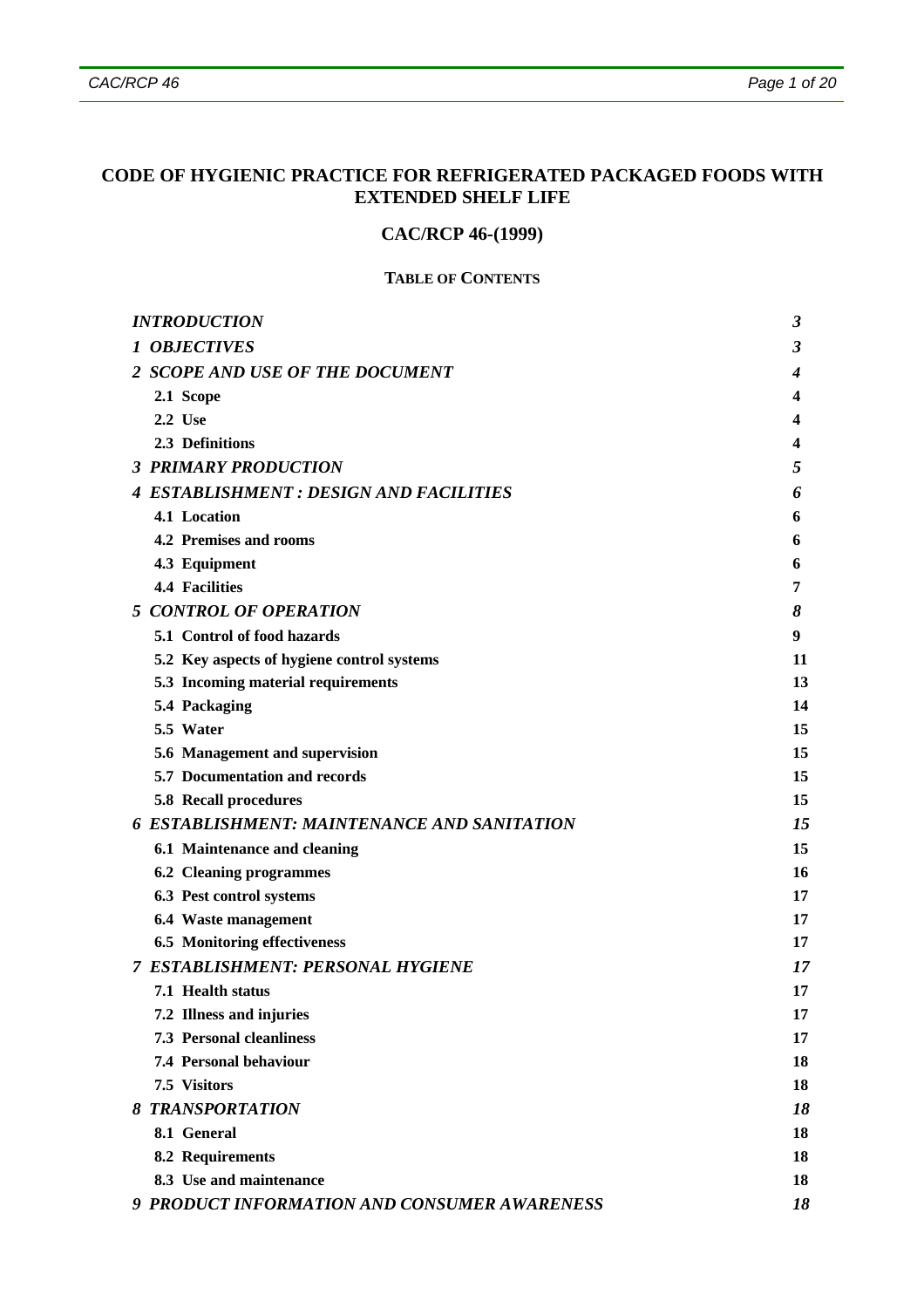# CODE OF HYGIENIC PRACTICE FOR REFRIGERATED PACKAGED FOODS WITH EXTENDED SHELF LIFE

## CAC/RCP 46-(1999)

### TABLE OF CONTENTS

| | |
|---|---|
| *INTRODUCTION* | *3* |
| *1 OBJECTIVES* | *3* |
| *2 SCOPE AND USE OF THE DOCUMENT* | *4* |
| **2.1 Scope** | **4** |
| **2.2 Use** | **4** |
| **2.3 Definitions** | **4** |
| *3 PRIMARY PRODUCTION* | *5* |
| *4 ESTABLISHMENT : DESIGN AND FACILITIES* | *6* |
| **4.1 Location** | **6** |
| **4.2 Premises and rooms** | **6** |
| **4.3 Equipment** | **6** |
| **4.4 Facilities** | **7** |
| *5 CONTROL OF OPERATION* | *8* |
| **5.1 Control of food hazards** | **9** |
| **5.2 Key aspects of hygiene control systems** | **11** |
| **5.3 Incoming material requirements** | **13** |
| **5.4 Packaging** | **14** |
| **5.5 Water** | **15** |
| **5.6 Management and supervision** | **15** |
| **5.7 Documentation and records** | **15** |
| **5.8 Recall procedures** | **15** |
| *6 ESTABLISHMENT: MAINTENANCE AND SANITATION* | *15* |
| **6.1 Maintenance and cleaning** | **15** |
| **6.2 Cleaning programmes** | **16** |
| **6.3 Pest control systems** | **17** |
| **6.4 Waste management** | **17** |
| **6.5 Monitoring effectiveness** | **17** |
| *7 ESTABLISHMENT: PERSONAL HYGIENE* | *17* |
| **7.1 Health status** | **17** |
| **7.2 Illness and injuries** | **17** |
| **7.3 Personal cleanliness** | **17** |
| **7.4 Personal behaviour** | **18** |
| **7.5 Visitors** | **18** |
| *8 TRANSPORTATION* | *18* |
| **8.1 General** | **18** |
| **8.2 Requirements** | **18** |
| **8.3 Use and maintenance** | **18** |
| *9 PRODUCT INFORMATION AND CONSUMER AWARENESS* | *18* |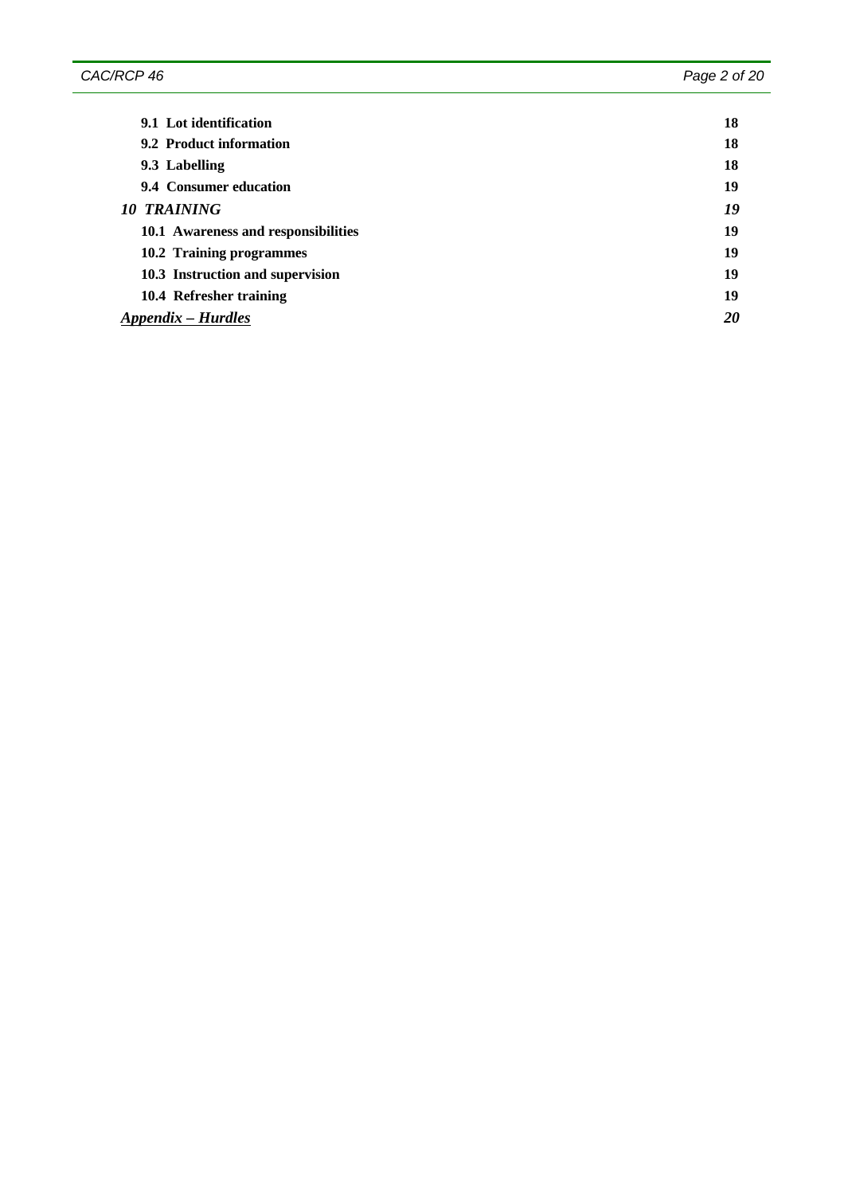| | |
|---|---|
| **9.1 Lot identification** | **18** |
| **9.2 Product information** | **18** |
| **9.3 Labelling** | **18** |
| **9.4 Consumer education** | **19** |
| ***10 TRAINING*** | ***19*** |
| **10.1 Awareness and responsibilities** | **19** |
| **10.2 Training programmes** | **19** |
| **10.3 Instruction and supervision** | **19** |
| **10.4 Refresher training** | **19** |
| ***Appendix – Hurdles*** | ***20*** |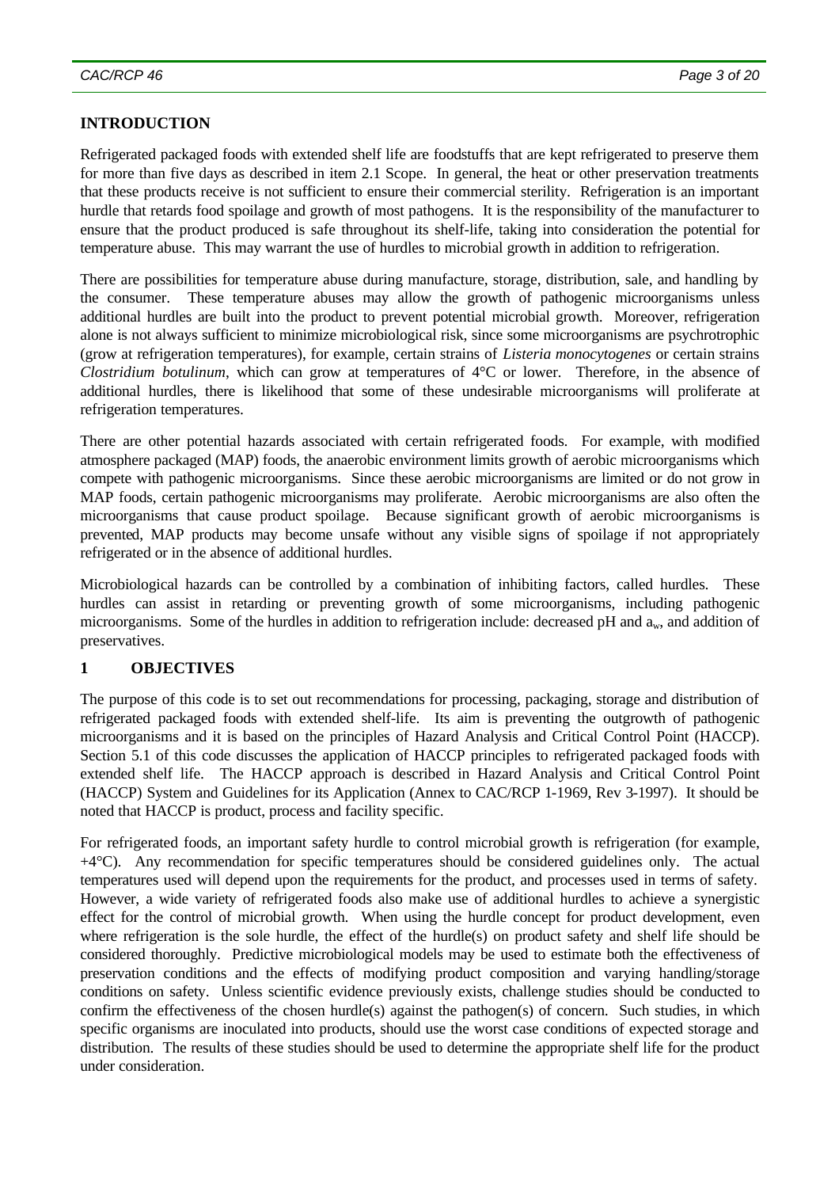## INTRODUCTION

Refrigerated packaged foods with extended shelf life are foodstuffs that are kept refrigerated to preserve them for more than five days as described in item 2.1 Scope. In general, the heat or other preservation treatments that these products receive is not sufficient to ensure their commercial sterility. Refrigeration is an important hurdle that retards food spoilage and growth of most pathogens. It is the responsibility of the manufacturer to ensure that the product produced is safe throughout its shelf-life, taking into consideration the potential for temperature abuse. This may warrant the use of hurdles to microbial growth in addition to refrigeration.

There are possibilities for temperature abuse during manufacture, storage, distribution, sale, and handling by the consumer. These temperature abuses may allow the growth of pathogenic microorganisms unless additional hurdles are built into the product to prevent potential microbial growth. Moreover, refrigeration alone is not always sufficient to minimize microbiological risk, since some microorganisms are psychrotrophic (grow at refrigeration temperatures), for example, certain strains of *Listeria monocytogenes* or certain strains *Clostridium botulinum*, which can grow at temperatures of 4°C or lower. Therefore, in the absence of additional hurdles, there is likelihood that some of these undesirable microorganisms will proliferate at refrigeration temperatures.

There are other potential hazards associated with certain refrigerated foods. For example, with modified atmosphere packaged (MAP) foods, the anaerobic environment limits growth of aerobic microorganisms which compete with pathogenic microorganisms. Since these aerobic microorganisms are limited or do not grow in MAP foods, certain pathogenic microorganisms may proliferate. Aerobic microorganisms are also often the microorganisms that cause product spoilage. Because significant growth of aerobic microorganisms is prevented, MAP products may become unsafe without any visible signs of spoilage if not appropriately refrigerated or in the absence of additional hurdles.

Microbiological hazards can be controlled by a combination of inhibiting factors, called hurdles. These hurdles can assist in retarding or preventing growth of some microorganisms, including pathogenic microorganisms. Some of the hurdles in addition to refrigeration include: decreased pH and $a_w$, and addition of preservatives.

## 1 OBJECTIVES

The purpose of this code is to set out recommendations for processing, packaging, storage and distribution of refrigerated packaged foods with extended shelf-life. Its aim is preventing the outgrowth of pathogenic microorganisms and it is based on the principles of Hazard Analysis and Critical Control Point (HACCP). Section 5.1 of this code discusses the application of HACCP principles to refrigerated packaged foods with extended shelf life. The HACCP approach is described in Hazard Analysis and Critical Control Point (HACCP) System and Guidelines for its Application (Annex to CAC/RCP 1-1969, Rev 3-1997). It should be noted that HACCP is product, process and facility specific.

For refrigerated foods, an important safety hurdle to control microbial growth is refrigeration (for example, +4°C). Any recommendation for specific temperatures should be considered guidelines only. The actual temperatures used will depend upon the requirements for the product, and processes used in terms of safety. However, a wide variety of refrigerated foods also make use of additional hurdles to achieve a synergistic effect for the control of microbial growth. When using the hurdle concept for product development, even where refrigeration is the sole hurdle, the effect of the hurdle(s) on product safety and shelf life should be considered thoroughly. Predictive microbiological models may be used to estimate both the effectiveness of preservation conditions and the effects of modifying product composition and varying handling/storage conditions on safety. Unless scientific evidence previously exists, challenge studies should be conducted to confirm the effectiveness of the chosen hurdle(s) against the pathogen(s) of concern. Such studies, in which specific organisms are inoculated into products, should use the worst case conditions of expected storage and distribution. The results of these studies should be used to determine the appropriate shelf life for the product under consideration.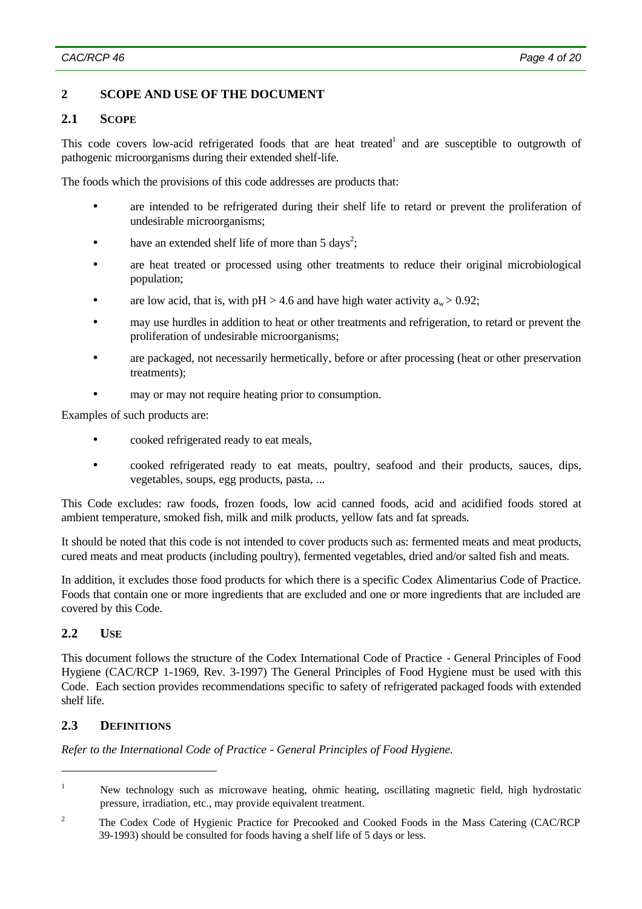## 2 SCOPE AND USE OF THE DOCUMENT

### 2.1 SCOPE

This code covers low-acid refrigerated foods that are heat treated[1] and are susceptible to outgrowth of pathogenic microorganisms during their extended shelf-life.

The foods which the provisions of this code addresses are products that:

- are intended to be refrigerated during their shelf life to retard or prevent the proliferation of undesirable microorganisms;
- have an extended shelf life of more than 5 days[2];
- are heat treated or processed using other treatments to reduce their original microbiological population;
- are low acid, that is, with pH > 4.6 and have high water activity $a_w > 0.92$;
- may use hurdles in addition to heat or other treatments and refrigeration, to retard or prevent the proliferation of undesirable microorganisms;
- are packaged, not necessarily hermetically, before or after processing (heat or other preservation treatments);
- may or may not require heating prior to consumption.

Examples of such products are:

- cooked refrigerated ready to eat meals,
- cooked refrigerated ready to eat meats, poultry, seafood and their products, sauces, dips, vegetables, soups, egg products, pasta, ...

This Code excludes: raw foods, frozen foods, low acid canned foods, acid and acidified foods stored at ambient temperature, smoked fish, milk and milk products, yellow fats and fat spreads.

It should be noted that this code is not intended to cover products such as: fermented meats and meat products, cured meats and meat products (including poultry), fermented vegetables, dried and/or salted fish and meats.

In addition, it excludes those food products for which there is a specific Codex Alimentarius Code of Practice. Foods that contain one or more ingredients that are excluded and one or more ingredients that are included are covered by this Code.

### 2.2 USE

This document follows the structure of the Codex International Code of Practice - General Principles of Food Hygiene (CAC/RCP 1-1969, Rev. 3-1997) The General Principles of Food Hygiene must be used with this Code. Each section provides recommendations specific to safety of refrigerated packaged foods with extended shelf life.

### 2.3 DEFINITIONS

*Refer to the International Code of Practice - General Principles of Food Hygiene.*

---

[1] New technology such as microwave heating, ohmic heating, oscillating magnetic field, high hydrostatic pressure, irradiation, etc., may provide equivalent treatment.

[2] The Codex Code of Hygienic Practice for Precooked and Cooked Foods in the Mass Catering (CAC/RCP 39-1993) should be consulted for foods having a shelf life of 5 days or less.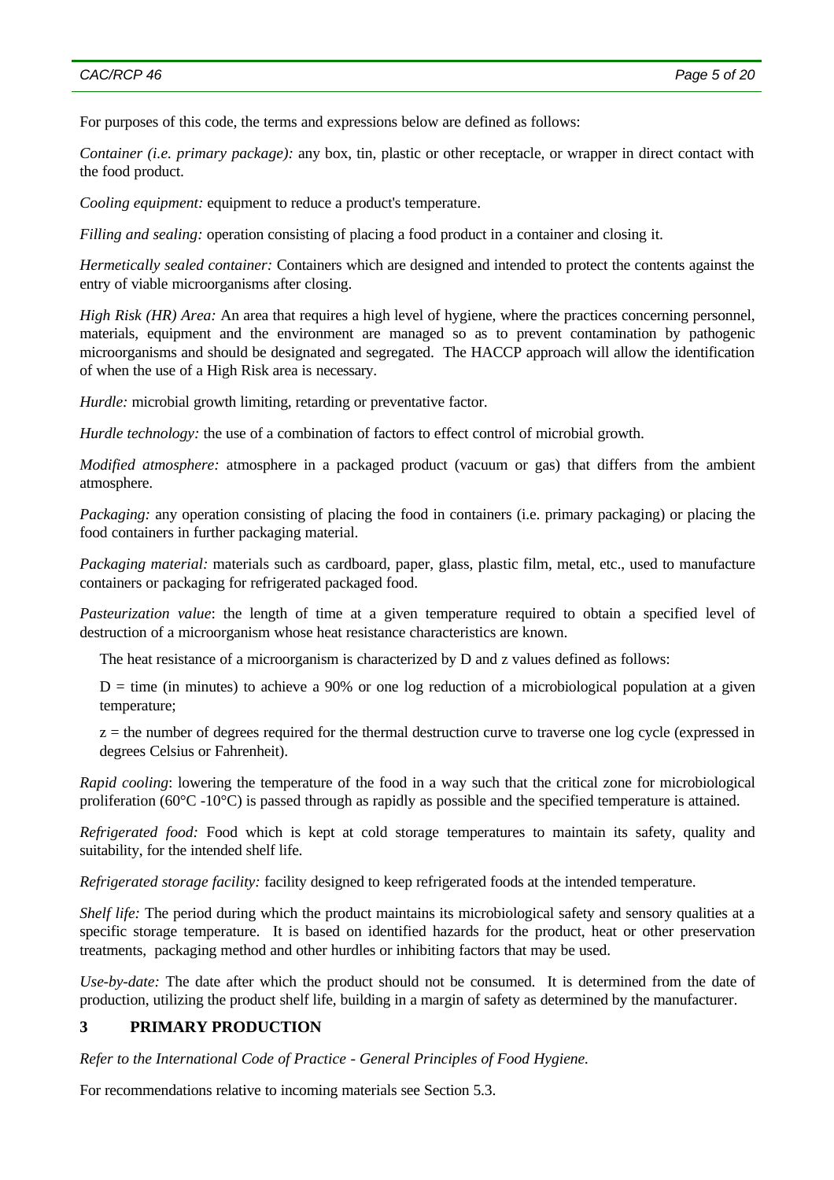For purposes of this code, the terms and expressions below are defined as follows:

*Container (i.e. primary package):* any box, tin, plastic or other receptacle, or wrapper in direct contact with the food product.

*Cooling equipment:* equipment to reduce a product's temperature.

*Filling and sealing:* operation consisting of placing a food product in a container and closing it.

*Hermetically sealed container:* Containers which are designed and intended to protect the contents against the entry of viable microorganisms after closing.

*High Risk (HR) Area:* An area that requires a high level of hygiene, where the practices concerning personnel, materials, equipment and the environment are managed so as to prevent contamination by pathogenic microorganisms and should be designated and segregated. The HACCP approach will allow the identification of when the use of a High Risk area is necessary.

*Hurdle:* microbial growth limiting, retarding or preventative factor.

*Hurdle technology:* the use of a combination of factors to effect control of microbial growth.

*Modified atmosphere:* atmosphere in a packaged product (vacuum or gas) that differs from the ambient atmosphere.

*Packaging:* any operation consisting of placing the food in containers (i.e. primary packaging) or placing the food containers in further packaging material.

*Packaging material:* materials such as cardboard, paper, glass, plastic film, metal, etc., used to manufacture containers or packaging for refrigerated packaged food.

*Pasteurization value*: the length of time at a given temperature required to obtain a specified level of destruction of a microorganism whose heat resistance characteristics are known.

The heat resistance of a microorganism is characterized by D and z values defined as follows:

D = time (in minutes) to achieve a 90% or one log reduction of a microbiological population at a given temperature;

z = the number of degrees required for the thermal destruction curve to traverse one log cycle (expressed in degrees Celsius or Fahrenheit).

*Rapid cooling*: lowering the temperature of the food in a way such that the critical zone for microbiological proliferation (60°C -10°C) is passed through as rapidly as possible and the specified temperature is attained.

*Refrigerated food:* Food which is kept at cold storage temperatures to maintain its safety, quality and suitability, for the intended shelf life.

*Refrigerated storage facility:* facility designed to keep refrigerated foods at the intended temperature.

*Shelf life:* The period during which the product maintains its microbiological safety and sensory qualities at a specific storage temperature. It is based on identified hazards for the product, heat or other preservation treatments, packaging method and other hurdles or inhibiting factors that may be used.

*Use-by-date:* The date after which the product should not be consumed. It is determined from the date of production, utilizing the product shelf life, building in a margin of safety as determined by the manufacturer.

## 3 PRIMARY PRODUCTION

*Refer to the International Code of Practice - General Principles of Food Hygiene.*

For recommendations relative to incoming materials see Section 5.3.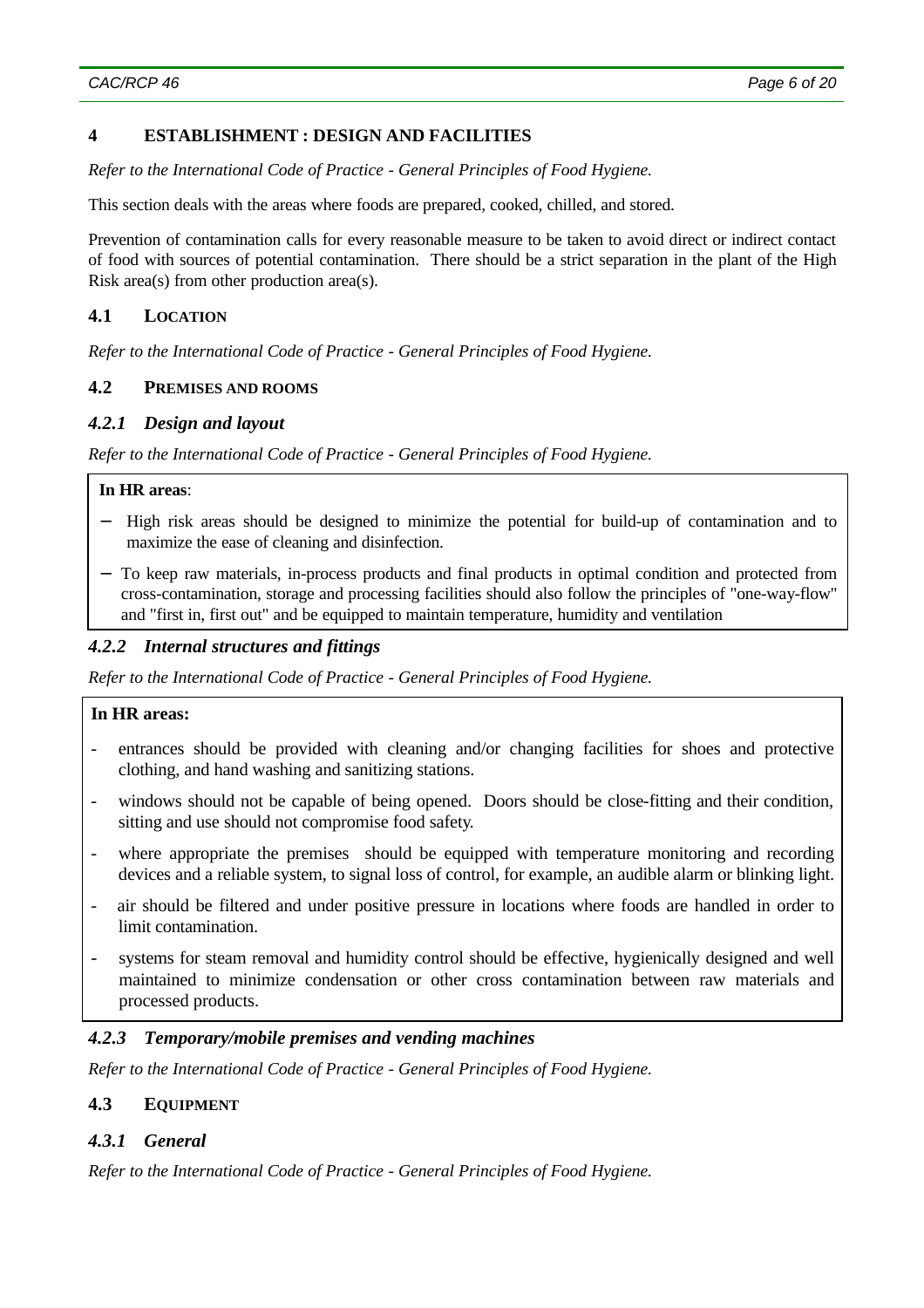## 4 ESTABLISHMENT : DESIGN AND FACILITIES

*Refer to the International Code of Practice - General Principles of Food Hygiene.*

This section deals with the areas where foods are prepared, cooked, chilled, and stored.

Prevention of contamination calls for every reasonable measure to be taken to avoid direct or indirect contact of food with sources of potential contamination. There should be a strict separation in the plant of the High Risk area(s) from other production area(s).

### 4.1 LOCATION

*Refer to the International Code of Practice - General Principles of Food Hygiene.*

### 4.2 PREMISES AND ROOMS

#### *4.2.1 Design and layout*

*Refer to the International Code of Practice - General Principles of Food Hygiene.*

**In HR areas**:

- High risk areas should be designed to minimize the potential for build-up of contamination and to maximize the ease of cleaning and disinfection.
- To keep raw materials, in-process products and final products in optimal condition and protected from cross-contamination, storage and processing facilities should also follow the principles of "one-way-flow" and "first in, first out" and be equipped to maintain temperature, humidity and ventilation

#### *4.2.2 Internal structures and fittings*

*Refer to the International Code of Practice - General Principles of Food Hygiene.*

**In HR areas:**

- entrances should be provided with cleaning and/or changing facilities for shoes and protective clothing, and hand washing and sanitizing stations.
- windows should not be capable of being opened. Doors should be close-fitting and their condition, sitting and use should not compromise food safety.
- where appropriate the premises should be equipped with temperature monitoring and recording devices and a reliable system, to signal loss of control, for example, an audible alarm or blinking light.
- air should be filtered and under positive pressure in locations where foods are handled in order to limit contamination.
- systems for steam removal and humidity control should be effective, hygienically designed and well maintained to minimize condensation or other cross contamination between raw materials and processed products.

#### *4.2.3 Temporary/mobile premises and vending machines*

*Refer to the International Code of Practice - General Principles of Food Hygiene.*

### 4.3 EQUIPMENT

#### *4.3.1 General*

*Refer to the International Code of Practice - General Principles of Food Hygiene.*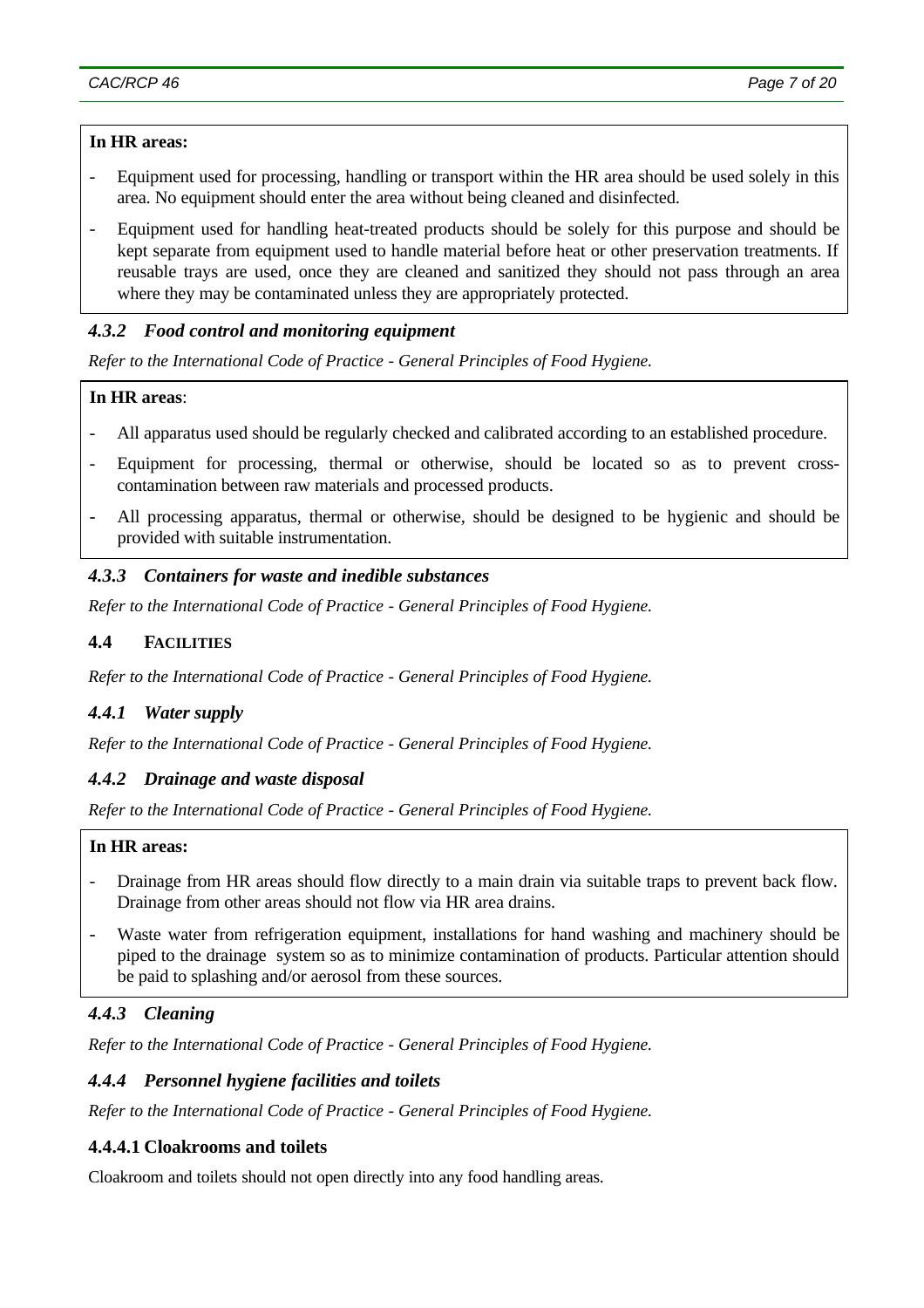**In HR areas:**

- Equipment used for processing, handling or transport within the HR area should be used solely in this area. No equipment should enter the area without being cleaned and disinfected.
- Equipment used for handling heat-treated products should be solely for this purpose and should be kept separate from equipment used to handle material before heat or other preservation treatments. If reusable trays are used, once they are cleaned and sanitized they should not pass through an area where they may be contaminated unless they are appropriately protected.

### *4.3.2 Food control and monitoring equipment*

*Refer to the International Code of Practice - General Principles of Food Hygiene.*

**In HR areas**:

- All apparatus used should be regularly checked and calibrated according to an established procedure.
- Equipment for processing, thermal or otherwise, should be located so as to prevent cross-contamination between raw materials and processed products.
- All processing apparatus, thermal or otherwise, should be designed to be hygienic and should be provided with suitable instrumentation.

### *4.3.3 Containers for waste and inedible substances*

*Refer to the International Code of Practice - General Principles of Food Hygiene.*

## 4.4 FACILITIES

*Refer to the International Code of Practice - General Principles of Food Hygiene.*

### *4.4.1 Water supply*

*Refer to the International Code of Practice - General Principles of Food Hygiene.*

### *4.4.2 Drainage and waste disposal*

*Refer to the International Code of Practice - General Principles of Food Hygiene.*

**In HR areas:**

- Drainage from HR areas should flow directly to a main drain via suitable traps to prevent back flow. Drainage from other areas should not flow via HR area drains.
- Waste water from refrigeration equipment, installations for hand washing and machinery should be piped to the drainage system so as to minimize contamination of products. Particular attention should be paid to splashing and/or aerosol from these sources.

### *4.4.3 Cleaning*

*Refer to the International Code of Practice - General Principles of Food Hygiene.*

### *4.4.4 Personnel hygiene facilities and toilets*

*Refer to the International Code of Practice - General Principles of Food Hygiene.*

#### 4.4.4.1 Cloakrooms and toilets

Cloakroom and toilets should not open directly into any food handling areas.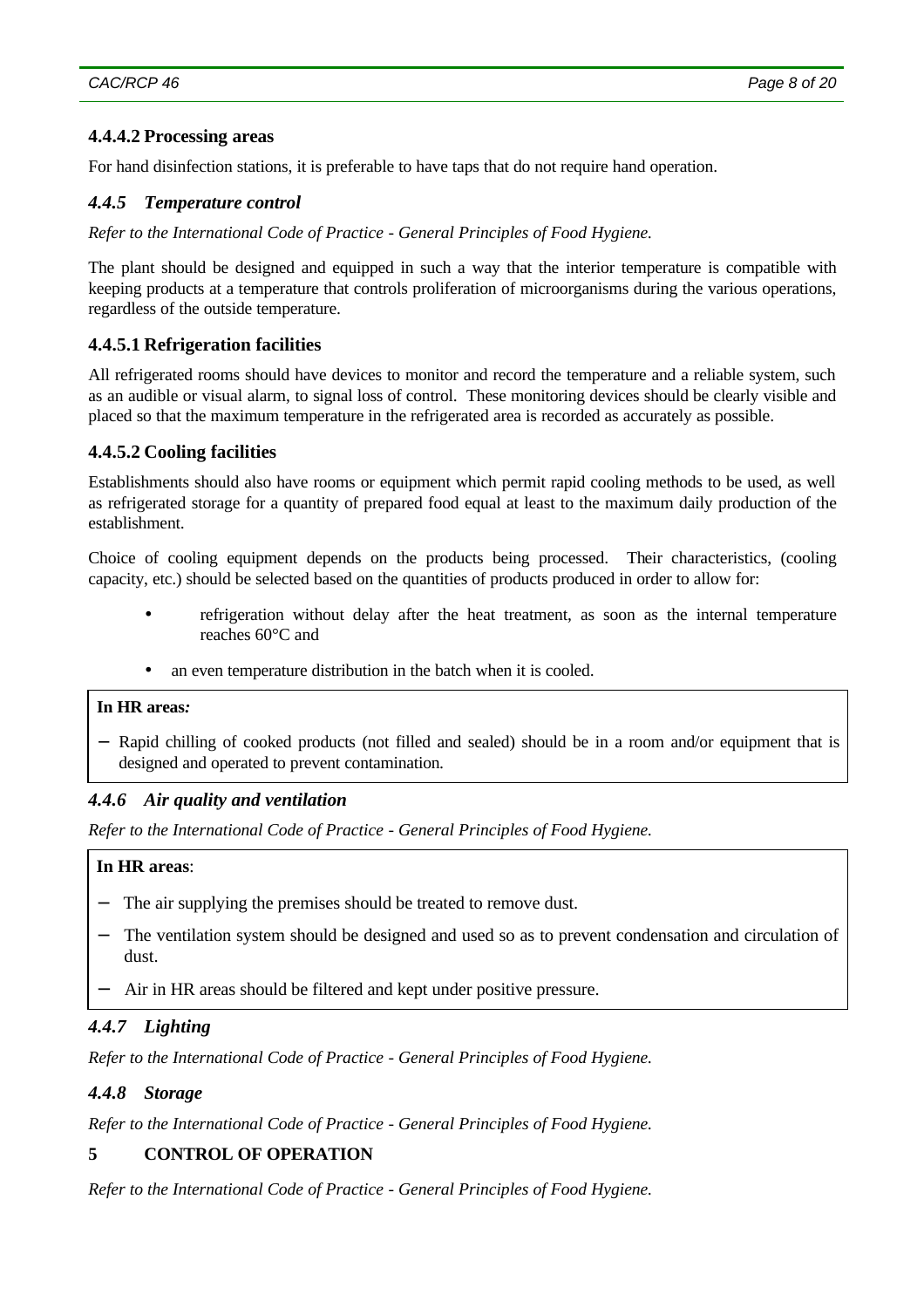#### 4.4.4.2 Processing areas

For hand disinfection stations, it is preferable to have taps that do not require hand operation.

### *4.4.5 Temperature control*

*Refer to the International Code of Practice - General Principles of Food Hygiene.*

The plant should be designed and equipped in such a way that the interior temperature is compatible with keeping products at a temperature that controls proliferation of microorganisms during the various operations, regardless of the outside temperature.

#### 4.4.5.1 Refrigeration facilities

All refrigerated rooms should have devices to monitor and record the temperature and a reliable system, such as an audible or visual alarm, to signal loss of control. These monitoring devices should be clearly visible and placed so that the maximum temperature in the refrigerated area is recorded as accurately as possible.

#### 4.4.5.2 Cooling facilities

Establishments should also have rooms or equipment which permit rapid cooling methods to be used, as well as refrigerated storage for a quantity of prepared food equal at least to the maximum daily production of the establishment.

Choice of cooling equipment depends on the products being processed. Their characteristics, (cooling capacity, etc.) should be selected based on the quantities of products produced in order to allow for:

- refrigeration without delay after the heat treatment, as soon as the internal temperature reaches 60°C and
- an even temperature distribution in the batch when it is cooled.

**In HR areas*:***

- Rapid chilling of cooked products (not filled and sealed) should be in a room and/or equipment that is designed and operated to prevent contamination.

### *4.4.6 Air quality and ventilation*

*Refer to the International Code of Practice - General Principles of Food Hygiene.*

**In HR areas**:

- The air supplying the premises should be treated to remove dust.
- The ventilation system should be designed and used so as to prevent condensation and circulation of dust.
- Air in HR areas should be filtered and kept under positive pressure.

### *4.4.7 Lighting*

*Refer to the International Code of Practice - General Principles of Food Hygiene.*

### *4.4.8 Storage*

*Refer to the International Code of Practice - General Principles of Food Hygiene.*

## 5 CONTROL OF OPERATION

*Refer to the International Code of Practice - General Principles of Food Hygiene.*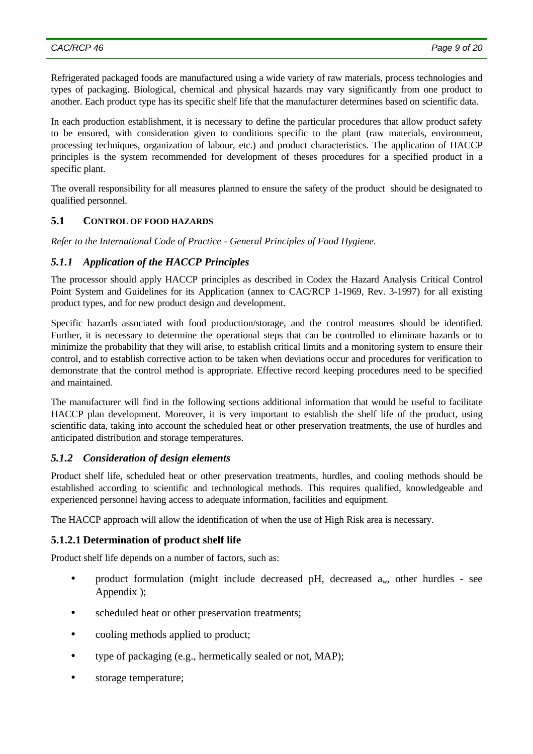Refrigerated packaged foods are manufactured using a wide variety of raw materials, process technologies and types of packaging. Biological, chemical and physical hazards may vary significantly from one product to another. Each product type has its specific shelf life that the manufacturer determines based on scientific data.

In each production establishment, it is necessary to define the particular procedures that allow product safety to be ensured, with consideration given to conditions specific to the plant (raw materials, environment, processing techniques, organization of labour, etc.) and product characteristics. The application of HACCP principles is the system recommended for development of theses procedures for a specified product in a specific plant.

The overall responsibility for all measures planned to ensure the safety of the product should be designated to qualified personnel.

## 5.1 CONTROL OF FOOD HAZARDS

*Refer to the International Code of Practice - General Principles of Food Hygiene.*

### *5.1.1 Application of the HACCP Principles*

The processor should apply HACCP principles as described in Codex the Hazard Analysis Critical Control Point System and Guidelines for its Application (annex to CAC/RCP 1-1969, Rev. 3-1997) for all existing product types, and for new product design and development.

Specific hazards associated with food production/storage, and the control measures should be identified. Further, it is necessary to determine the operational steps that can be controlled to eliminate hazards or to minimize the probability that they will arise, to establish critical limits and a monitoring system to ensure their control, and to establish corrective action to be taken when deviations occur and procedures for verification to demonstrate that the control method is appropriate. Effective record keeping procedures need to be specified and maintained.

The manufacturer will find in the following sections additional information that would be useful to facilitate HACCP plan development. Moreover, it is very important to establish the shelf life of the product, using scientific data, taking into account the scheduled heat or other preservation treatments, the use of hurdles and anticipated distribution and storage temperatures.

### *5.1.2 Consideration of design elements*

Product shelf life, scheduled heat or other preservation treatments, hurdles, and cooling methods should be established according to scientific and technological methods. This requires qualified, knowledgeable and experienced personnel having access to adequate information, facilities and equipment.

The HACCP approach will allow the identification of when the use of High Risk area is necessary.

#### 5.1.2.1 Determination of product shelf life

Product shelf life depends on a number of factors, such as:

- product formulation (might include decreased pH, decreased $a_w$, other hurdles - see Appendix );
- scheduled heat or other preservation treatments;
- cooling methods applied to product;
- type of packaging (e.g., hermetically sealed or not, MAP);
- storage temperature;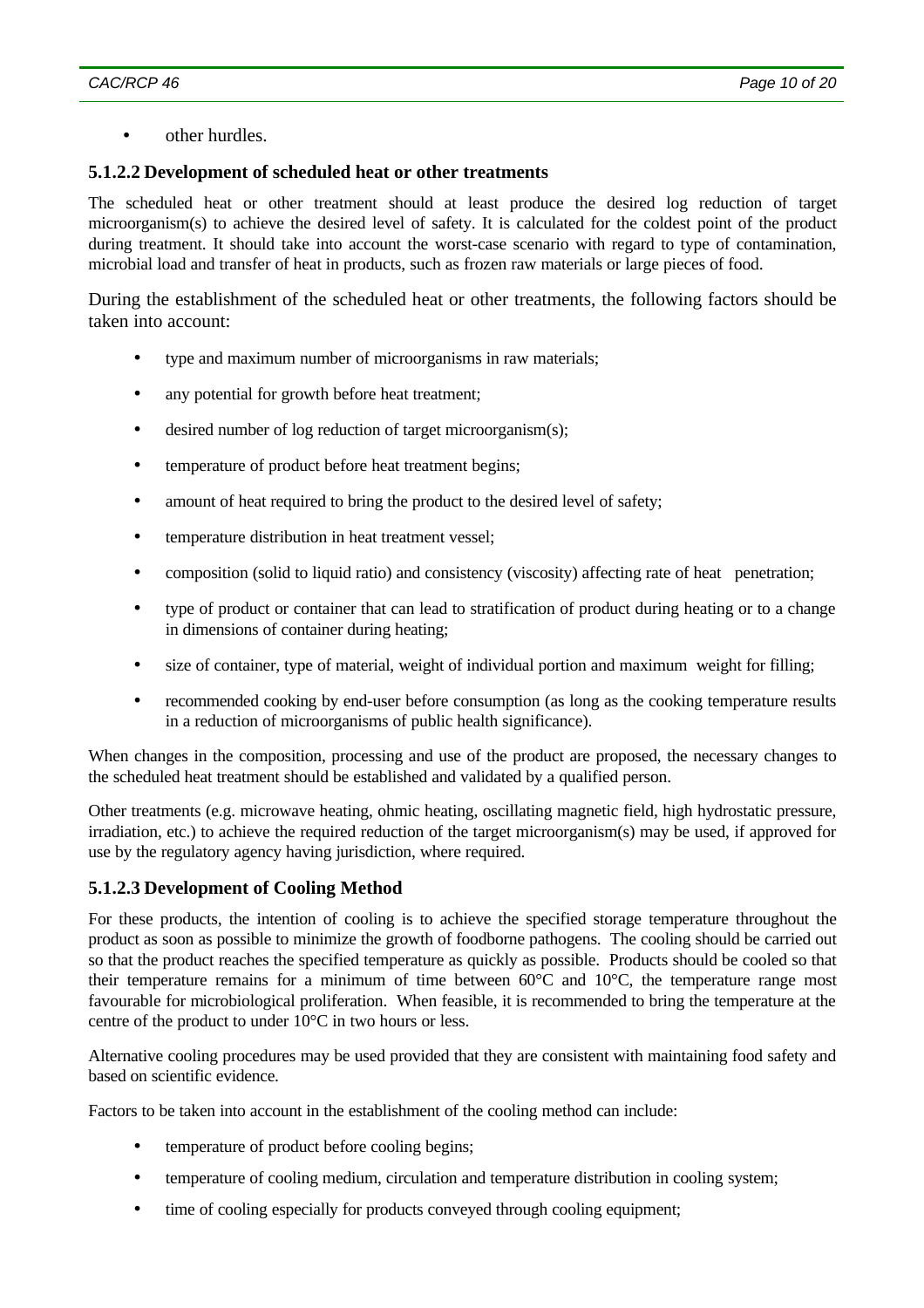- other hurdles.

#### 5.1.2.2 Development of scheduled heat or other treatments

The scheduled heat or other treatment should at least produce the desired log reduction of target microorganism(s) to achieve the desired level of safety. It is calculated for the coldest point of the product during treatment. It should take into account the worst-case scenario with regard to type of contamination, microbial load and transfer of heat in products, such as frozen raw materials or large pieces of food.

During the establishment of the scheduled heat or other treatments, the following factors should be taken into account:

- type and maximum number of microorganisms in raw materials;
- any potential for growth before heat treatment;
- desired number of log reduction of target microorganism(s);
- temperature of product before heat treatment begins;
- amount of heat required to bring the product to the desired level of safety;
- temperature distribution in heat treatment vessel;
- composition (solid to liquid ratio) and consistency (viscosity) affecting rate of heat penetration;
- type of product or container that can lead to stratification of product during heating or to a change in dimensions of container during heating;
- size of container, type of material, weight of individual portion and maximum weight for filling;
- recommended cooking by end-user before consumption (as long as the cooking temperature results in a reduction of microorganisms of public health significance).

When changes in the composition, processing and use of the product are proposed, the necessary changes to the scheduled heat treatment should be established and validated by a qualified person.

Other treatments (e.g. microwave heating, ohmic heating, oscillating magnetic field, high hydrostatic pressure, irradiation, etc.) to achieve the required reduction of the target microorganism(s) may be used, if approved for use by the regulatory agency having jurisdiction, where required.

#### 5.1.2.3 Development of Cooling Method

For these products, the intention of cooling is to achieve the specified storage temperature throughout the product as soon as possible to minimize the growth of foodborne pathogens. The cooling should be carried out so that the product reaches the specified temperature as quickly as possible. Products should be cooled so that their temperature remains for a minimum of time between 60°C and 10°C, the temperature range most favourable for microbiological proliferation. When feasible, it is recommended to bring the temperature at the centre of the product to under 10°C in two hours or less.

Alternative cooling procedures may be used provided that they are consistent with maintaining food safety and based on scientific evidence.

Factors to be taken into account in the establishment of the cooling method can include:

- temperature of product before cooling begins;
- temperature of cooling medium, circulation and temperature distribution in cooling system;
- time of cooling especially for products conveyed through cooling equipment;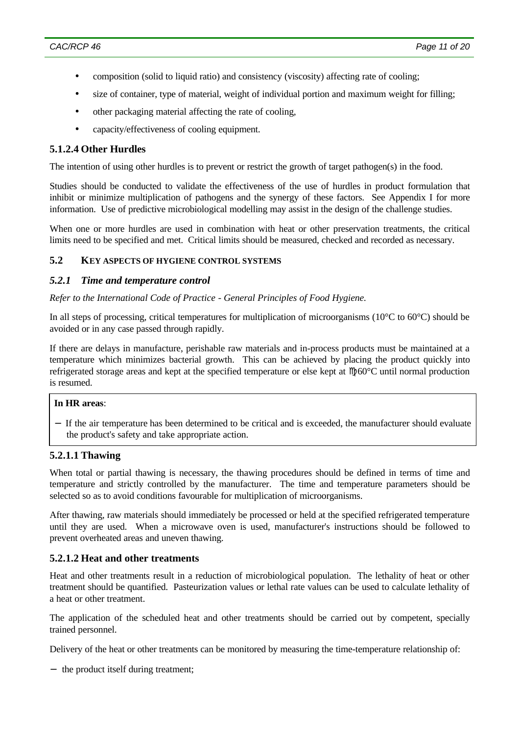- composition (solid to liquid ratio) and consistency (viscosity) affecting rate of cooling;
- size of container, type of material, weight of individual portion and maximum weight for filling;
- other packaging material affecting the rate of cooling,
- capacity/effectiveness of cooling equipment.

#### 5.1.2.4 Other Hurdles

The intention of using other hurdles is to prevent or restrict the growth of target pathogen(s) in the food.

Studies should be conducted to validate the effectiveness of the use of hurdles in product formulation that inhibit or minimize multiplication of pathogens and the synergy of these factors. See Appendix I for more information. Use of predictive microbiological modelling may assist in the design of the challenge studies.

When one or more hurdles are used in combination with heat or other preservation treatments, the critical limits need to be specified and met. Critical limits should be measured, checked and recorded as necessary.

## 5.2 KEY ASPECTS OF HYGIENE CONTROL SYSTEMS

### *5.2.1 Time and temperature control*

*Refer to the International Code of Practice - General Principles of Food Hygiene.*

In all steps of processing, critical temperatures for multiplication of microorganisms (10°C to 60°C) should be avoided or in any case passed through rapidly.

If there are delays in manufacture, perishable raw materials and in-process products must be maintained at a temperature which minimizes bacterial growth. This can be achieved by placing the product quickly into refrigerated storage areas and kept at the specified temperature or else kept at ≥60°C until normal production is resumed.

**In HR areas**:

- If the air temperature has been determined to be critical and is exceeded, the manufacturer should evaluate the product's safety and take appropriate action.

#### 5.2.1.1 Thawing

When total or partial thawing is necessary, the thawing procedures should be defined in terms of time and temperature and strictly controlled by the manufacturer. The time and temperature parameters should be selected so as to avoid conditions favourable for multiplication of microorganisms.

After thawing, raw materials should immediately be processed or held at the specified refrigerated temperature until they are used. When a microwave oven is used, manufacturer's instructions should be followed to prevent overheated areas and uneven thawing.

#### 5.2.1.2 Heat and other treatments

Heat and other treatments result in a reduction of microbiological population. The lethality of heat or other treatment should be quantified. Pasteurization values or lethal rate values can be used to calculate lethality of a heat or other treatment.

The application of the scheduled heat and other treatments should be carried out by competent, specially trained personnel.

Delivery of the heat or other treatments can be monitored by measuring the time-temperature relationship of:

- the product itself during treatment;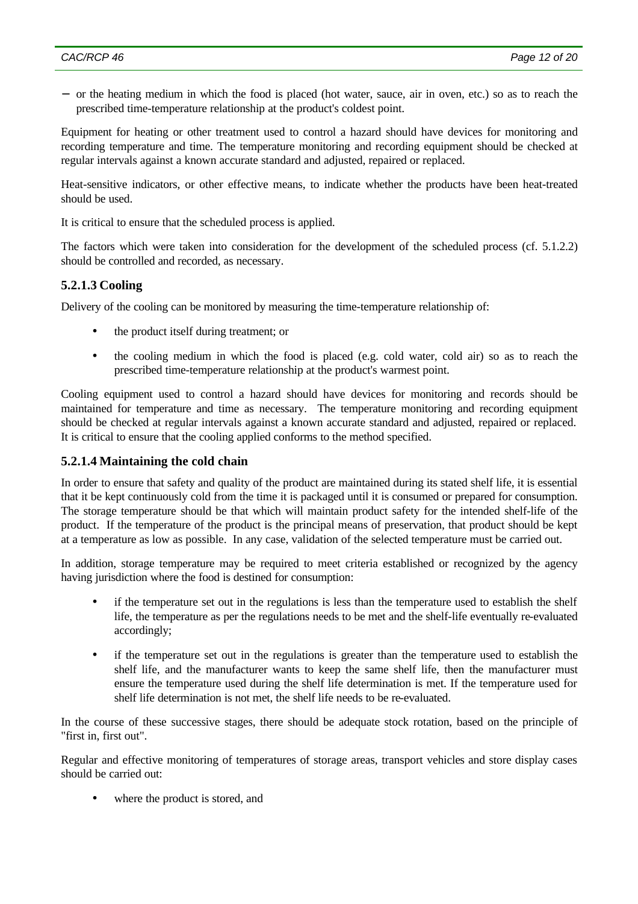- or the heating medium in which the food is placed (hot water, sauce, air in oven, etc.) so as to reach the prescribed time-temperature relationship at the product's coldest point.

Equipment for heating or other treatment used to control a hazard should have devices for monitoring and recording temperature and time. The temperature monitoring and recording equipment should be checked at regular intervals against a known accurate standard and adjusted, repaired or replaced.

Heat-sensitive indicators, or other effective means, to indicate whether the products have been heat-treated should be used.

It is critical to ensure that the scheduled process is applied.

The factors which were taken into consideration for the development of the scheduled process (cf. 5.1.2.2) should be controlled and recorded, as necessary.

### 5.2.1.3 Cooling

Delivery of the cooling can be monitored by measuring the time-temperature relationship of:

- the product itself during treatment; or
- the cooling medium in which the food is placed (e.g. cold water, cold air) so as to reach the prescribed time-temperature relationship at the product's warmest point.

Cooling equipment used to control a hazard should have devices for monitoring and records should be maintained for temperature and time as necessary. The temperature monitoring and recording equipment should be checked at regular intervals against a known accurate standard and adjusted, repaired or replaced. It is critical to ensure that the cooling applied conforms to the method specified.

### 5.2.1.4 Maintaining the cold chain

In order to ensure that safety and quality of the product are maintained during its stated shelf life, it is essential that it be kept continuously cold from the time it is packaged until it is consumed or prepared for consumption. The storage temperature should be that which will maintain product safety for the intended shelf-life of the product. If the temperature of the product is the principal means of preservation, that product should be kept at a temperature as low as possible. In any case, validation of the selected temperature must be carried out.

In addition, storage temperature may be required to meet criteria established or recognized by the agency having jurisdiction where the food is destined for consumption:

- if the temperature set out in the regulations is less than the temperature used to establish the shelf life, the temperature as per the regulations needs to be met and the shelf-life eventually re-evaluated accordingly;
- if the temperature set out in the regulations is greater than the temperature used to establish the shelf life, and the manufacturer wants to keep the same shelf life, then the manufacturer must ensure the temperature used during the shelf life determination is met. If the temperature used for shelf life determination is not met, the shelf life needs to be re-evaluated.

In the course of these successive stages, there should be adequate stock rotation, based on the principle of "first in, first out".

Regular and effective monitoring of temperatures of storage areas, transport vehicles and store display cases should be carried out:

- where the product is stored, and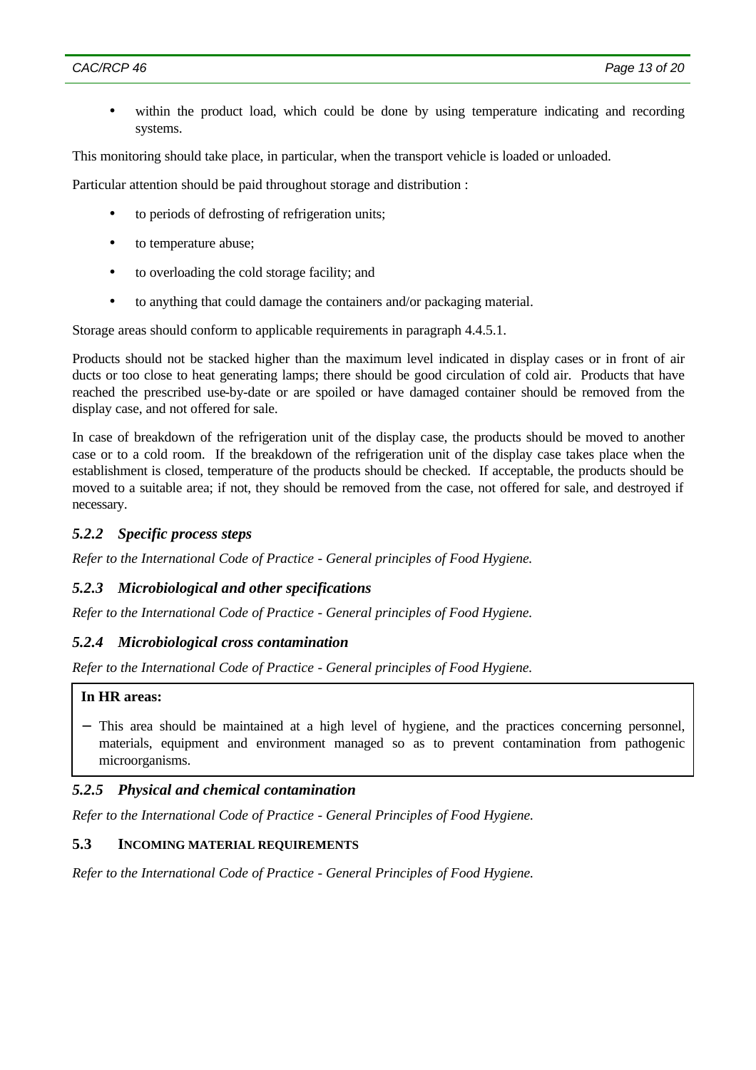- within the product load, which could be done by using temperature indicating and recording systems.

This monitoring should take place, in particular, when the transport vehicle is loaded or unloaded.

Particular attention should be paid throughout storage and distribution :

- to periods of defrosting of refrigeration units;
- to temperature abuse;
- to overloading the cold storage facility; and
- to anything that could damage the containers and/or packaging material.

Storage areas should conform to applicable requirements in paragraph 4.4.5.1.

Products should not be stacked higher than the maximum level indicated in display cases or in front of air ducts or too close to heat generating lamps; there should be good circulation of cold air. Products that have reached the prescribed use-by-date or are spoiled or have damaged container should be removed from the display case, and not offered for sale.

In case of breakdown of the refrigeration unit of the display case, the products should be moved to another case or to a cold room. If the breakdown of the refrigeration unit of the display case takes place when the establishment is closed, temperature of the products should be checked. If acceptable, the products should be moved to a suitable area; if not, they should be removed from the case, not offered for sale, and destroyed if necessary.

### *5.2.2 Specific process steps*

*Refer to the International Code of Practice - General principles of Food Hygiene.*

### *5.2.3 Microbiological and other specifications*

*Refer to the International Code of Practice - General principles of Food Hygiene.*

### *5.2.4 Microbiological cross contamination*

*Refer to the International Code of Practice - General principles of Food Hygiene.*

**In HR areas:**

- This area should be maintained at a high level of hygiene, and the practices concerning personnel, materials, equipment and environment managed so as to prevent contamination from pathogenic microorganisms.

### *5.2.5 Physical and chemical contamination*

*Refer to the International Code of Practice - General Principles of Food Hygiene.*

## 5.3 INCOMING MATERIAL REQUIREMENTS

*Refer to the International Code of Practice - General Principles of Food Hygiene.*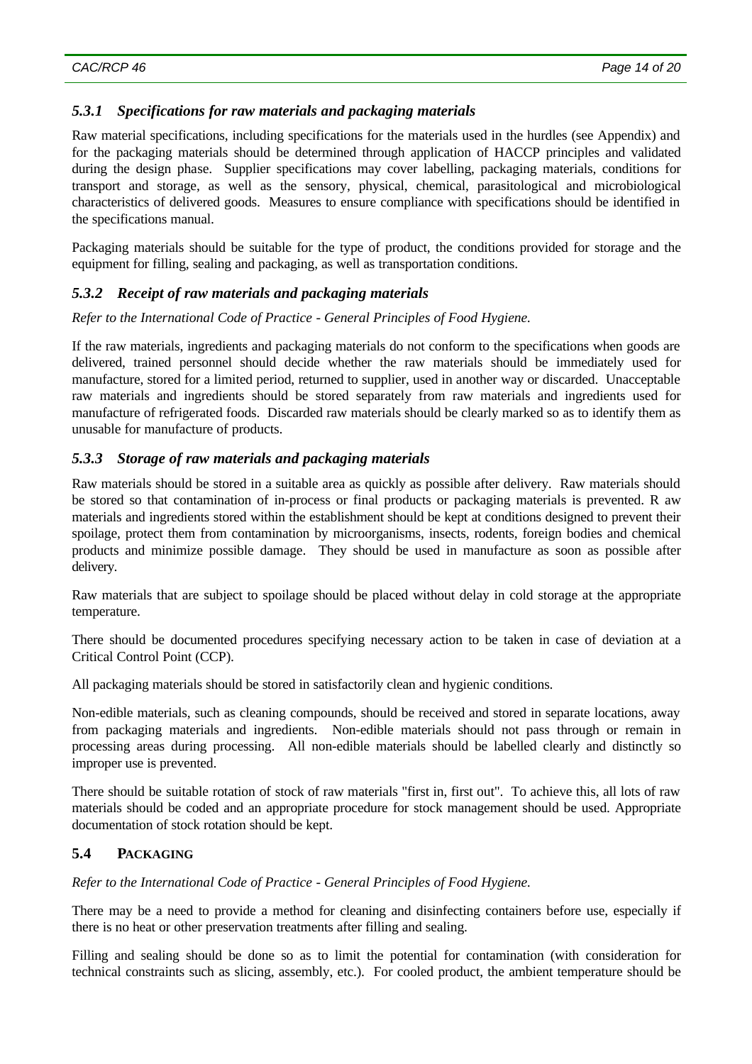### *5.3.1 Specifications for raw materials and packaging materials*

Raw material specifications, including specifications for the materials used in the hurdles (see Appendix) and for the packaging materials should be determined through application of HACCP principles and validated during the design phase. Supplier specifications may cover labelling, packaging materials, conditions for transport and storage, as well as the sensory, physical, chemical, parasitological and microbiological characteristics of delivered goods. Measures to ensure compliance with specifications should be identified in the specifications manual.

Packaging materials should be suitable for the type of product, the conditions provided for storage and the equipment for filling, sealing and packaging, as well as transportation conditions.

### *5.3.2 Receipt of raw materials and packaging materials*

*Refer to the International Code of Practice - General Principles of Food Hygiene.*

If the raw materials, ingredients and packaging materials do not conform to the specifications when goods are delivered, trained personnel should decide whether the raw materials should be immediately used for manufacture, stored for a limited period, returned to supplier, used in another way or discarded. Unacceptable raw materials and ingredients should be stored separately from raw materials and ingredients used for manufacture of refrigerated foods. Discarded raw materials should be clearly marked so as to identify them as unusable for manufacture of products.

### *5.3.3 Storage of raw materials and packaging materials*

Raw materials should be stored in a suitable area as quickly as possible after delivery. Raw materials should be stored so that contamination of in-process or final products or packaging materials is prevented. R aw materials and ingredients stored within the establishment should be kept at conditions designed to prevent their spoilage, protect them from contamination by microorganisms, insects, rodents, foreign bodies and chemical products and minimize possible damage. They should be used in manufacture as soon as possible after delivery.

Raw materials that are subject to spoilage should be placed without delay in cold storage at the appropriate temperature.

There should be documented procedures specifying necessary action to be taken in case of deviation at a Critical Control Point (CCP).

All packaging materials should be stored in satisfactorily clean and hygienic conditions.

Non-edible materials, such as cleaning compounds, should be received and stored in separate locations, away from packaging materials and ingredients. Non-edible materials should not pass through or remain in processing areas during processing. All non-edible materials should be labelled clearly and distinctly so improper use is prevented.

There should be suitable rotation of stock of raw materials "first in, first out". To achieve this, all lots of raw materials should be coded and an appropriate procedure for stock management should be used. Appropriate documentation of stock rotation should be kept.

## 5.4 PACKAGING

*Refer to the International Code of Practice - General Principles of Food Hygiene.*

There may be a need to provide a method for cleaning and disinfecting containers before use, especially if there is no heat or other preservation treatments after filling and sealing.

Filling and sealing should be done so as to limit the potential for contamination (with consideration for technical constraints such as slicing, assembly, etc.). For cooled product, the ambient temperature should be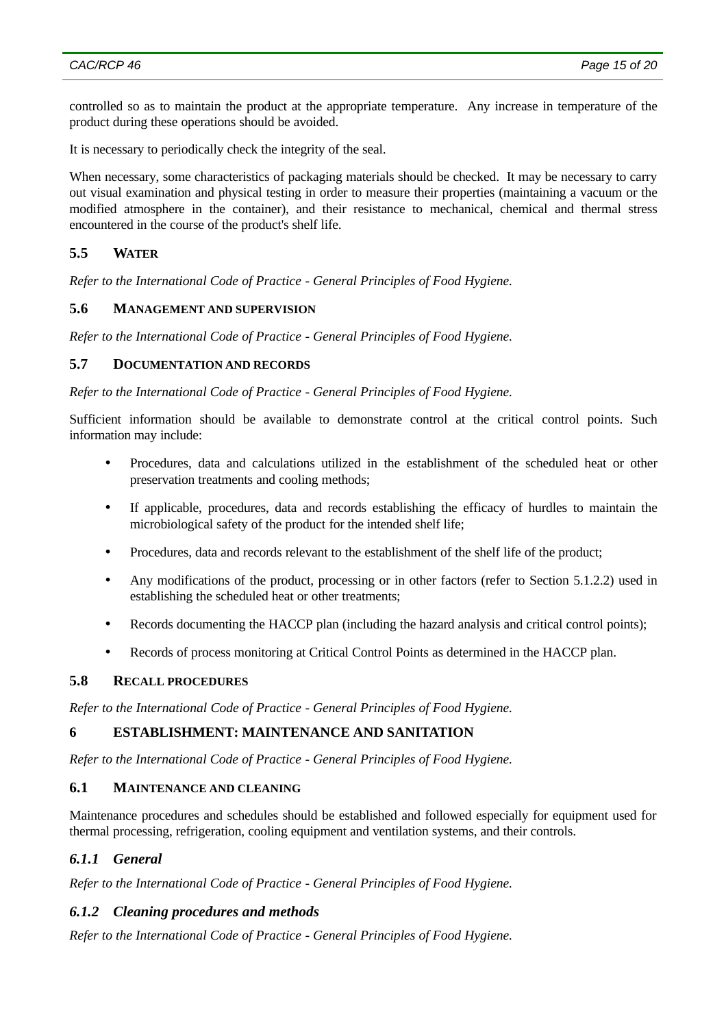controlled so as to maintain the product at the appropriate temperature. Any increase in temperature of the product during these operations should be avoided.

It is necessary to periodically check the integrity of the seal.

When necessary, some characteristics of packaging materials should be checked. It may be necessary to carry out visual examination and physical testing in order to measure their properties (maintaining a vacuum or the modified atmosphere in the container), and their resistance to mechanical, chemical and thermal stress encountered in the course of the product's shelf life.

## 5.5 WATER

*Refer to the International Code of Practice - General Principles of Food Hygiene.*

## 5.6 MANAGEMENT AND SUPERVISION

*Refer to the International Code of Practice - General Principles of Food Hygiene.*

## 5.7 DOCUMENTATION AND RECORDS

*Refer to the International Code of Practice - General Principles of Food Hygiene.*

Sufficient information should be available to demonstrate control at the critical control points. Such information may include:

- Procedures, data and calculations utilized in the establishment of the scheduled heat or other preservation treatments and cooling methods;
- If applicable, procedures, data and records establishing the efficacy of hurdles to maintain the microbiological safety of the product for the intended shelf life;
- Procedures, data and records relevant to the establishment of the shelf life of the product;
- Any modifications of the product, processing or in other factors (refer to Section 5.1.2.2) used in establishing the scheduled heat or other treatments;
- Records documenting the HACCP plan (including the hazard analysis and critical control points);
- Records of process monitoring at Critical Control Points as determined in the HACCP plan.

## 5.8 RECALL PROCEDURES

*Refer to the International Code of Practice - General Principles of Food Hygiene.*

# 6 ESTABLISHMENT: MAINTENANCE AND SANITATION

*Refer to the International Code of Practice - General Principles of Food Hygiene.*

## 6.1 MAINTENANCE AND CLEANING

Maintenance procedures and schedules should be established and followed especially for equipment used for thermal processing, refrigeration, cooling equipment and ventilation systems, and their controls.

### *6.1.1 General*

*Refer to the International Code of Practice - General Principles of Food Hygiene.*

### *6.1.2 Cleaning procedures and methods*

*Refer to the International Code of Practice - General Principles of Food Hygiene.*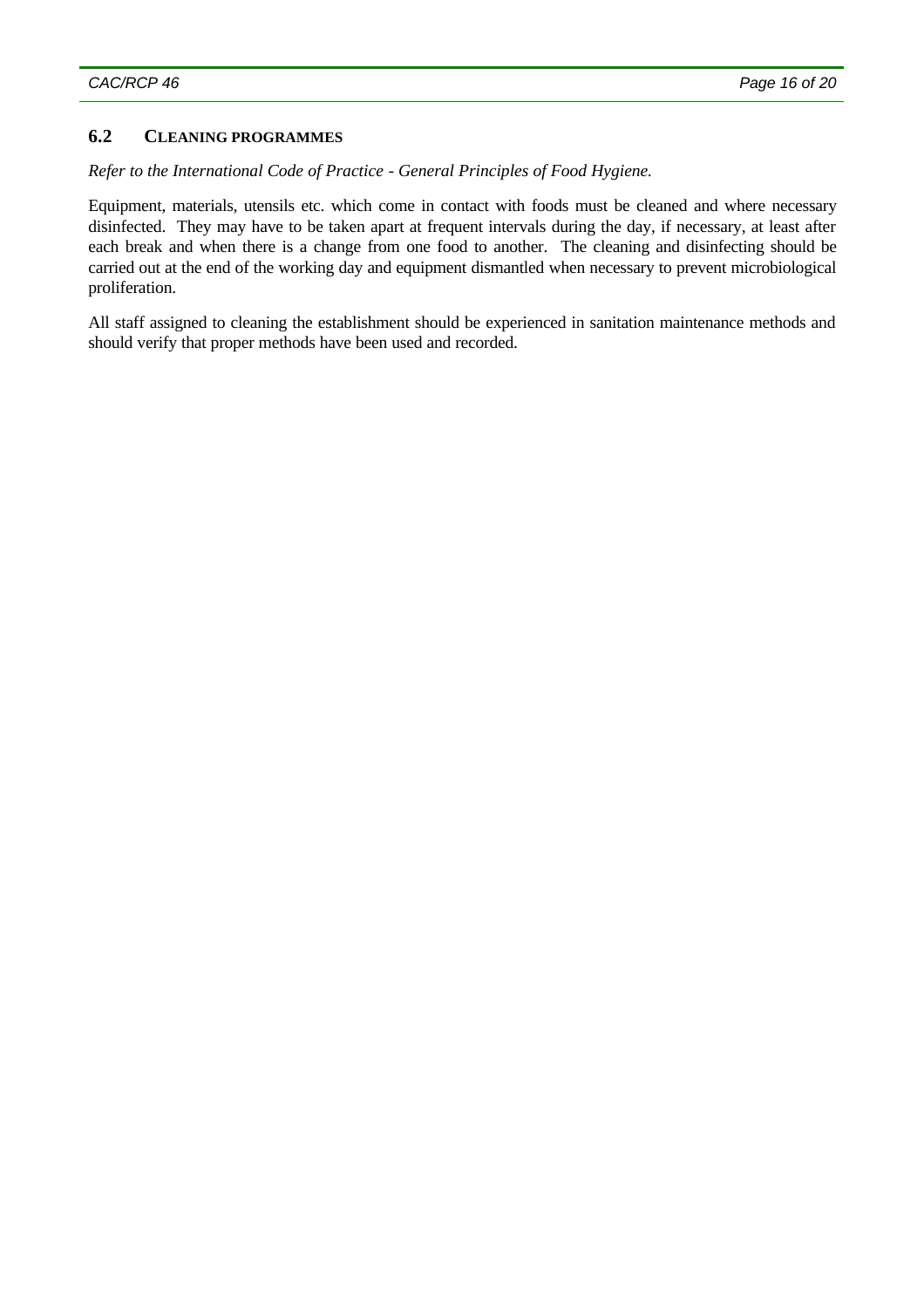## 6.2 CLEANING PROGRAMMES

*Refer to the International Code of Practice - General Principles of Food Hygiene.*

Equipment, materials, utensils etc. which come in contact with foods must be cleaned and where necessary disinfected. They may have to be taken apart at frequent intervals during the day, if necessary, at least after each break and when there is a change from one food to another. The cleaning and disinfecting should be carried out at the end of the working day and equipment dismantled when necessary to prevent microbiological proliferation.

All staff assigned to cleaning the establishment should be experienced in sanitation maintenance methods and should verify that proper methods have been used and recorded.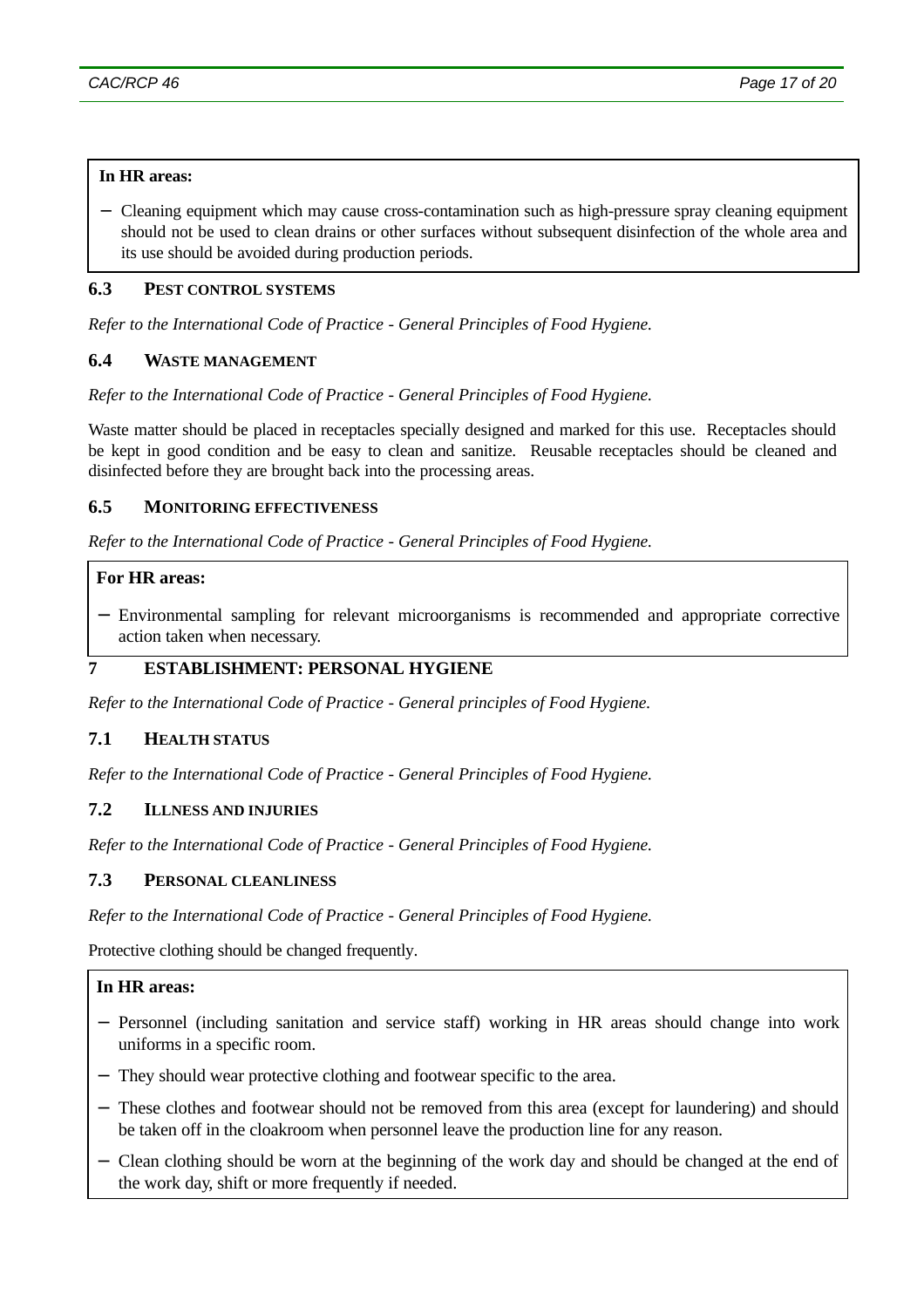**In HR areas:**

- Cleaning equipment which may cause cross-contamination such as high-pressure spray cleaning equipment should not be used to clean drains or other surfaces without subsequent disinfection of the whole area and its use should be avoided during production periods.

### 6.3 PEST CONTROL SYSTEMS

*Refer to the International Code of Practice - General Principles of Food Hygiene.*

### 6.4 WASTE MANAGEMENT

*Refer to the International Code of Practice - General Principles of Food Hygiene.*

Waste matter should be placed in receptacles specially designed and marked for this use. Receptacles should be kept in good condition and be easy to clean and sanitize. Reusable receptacles should be cleaned and disinfected before they are brought back into the processing areas.

### 6.5 MONITORING EFFECTIVENESS

*Refer to the International Code of Practice - General Principles of Food Hygiene.*

**For HR areas:**

- Environmental sampling for relevant microorganisms is recommended and appropriate corrective action taken when necessary.

## 7 ESTABLISHMENT: PERSONAL HYGIENE

*Refer to the International Code of Practice - General principles of Food Hygiene.*

### 7.1 HEALTH STATUS

*Refer to the International Code of Practice - General Principles of Food Hygiene.*

### 7.2 ILLNESS AND INJURIES

*Refer to the International Code of Practice - General Principles of Food Hygiene.*

### 7.3 PERSONAL CLEANLINESS

*Refer to the International Code of Practice - General Principles of Food Hygiene.*

Protective clothing should be changed frequently.

**In HR areas:**

- Personnel (including sanitation and service staff) working in HR areas should change into work uniforms in a specific room.
- They should wear protective clothing and footwear specific to the area.
- These clothes and footwear should not be removed from this area (except for laundering) and should be taken off in the cloakroom when personnel leave the production line for any reason.
- Clean clothing should be worn at the beginning of the work day and should be changed at the end of the work day, shift or more frequently if needed.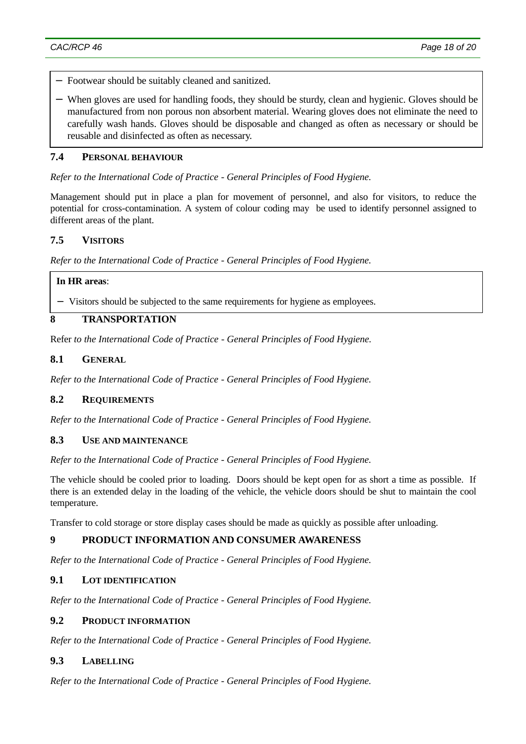- Footwear should be suitably cleaned and sanitized.
- When gloves are used for handling foods, they should be sturdy, clean and hygienic. Gloves should be manufactured from non porous non absorbent material. Wearing gloves does not eliminate the need to carefully wash hands. Gloves should be disposable and changed as often as necessary or should be reusable and disinfected as often as necessary.

### 7.4 PERSONAL BEHAVIOUR

*Refer to the International Code of Practice - General Principles of Food Hygiene.*

Management should put in place a plan for movement of personnel, and also for visitors, to reduce the potential for cross-contamination. A system of colour coding may be used to identify personnel assigned to different areas of the plant.

### 7.5 VISITORS

*Refer to the International Code of Practice - General Principles of Food Hygiene.*

**In HR areas**:

- Visitors should be subjected to the same requirements for hygiene as employees.

## 8 TRANSPORTATION

Refer *to the International Code of Practice - General Principles of Food Hygiene.*

### 8.1 GENERAL

*Refer to the International Code of Practice - General Principles of Food Hygiene.*

### 8.2 REQUIREMENTS

*Refer to the International Code of Practice - General Principles of Food Hygiene.*

### 8.3 USE AND MAINTENANCE

*Refer to the International Code of Practice - General Principles of Food Hygiene.*

The vehicle should be cooled prior to loading. Doors should be kept open for as short a time as possible. If there is an extended delay in the loading of the vehicle, the vehicle doors should be shut to maintain the cool temperature.

Transfer to cold storage or store display cases should be made as quickly as possible after unloading.

## 9 PRODUCT INFORMATION AND CONSUMER AWARENESS

*Refer to the International Code of Practice - General Principles of Food Hygiene.*

### 9.1 LOT IDENTIFICATION

*Refer to the International Code of Practice - General Principles of Food Hygiene.*

### 9.2 PRODUCT INFORMATION

*Refer to the International Code of Practice - General Principles of Food Hygiene.*

### 9.3 LABELLING

*Refer to the International Code of Practice - General Principles of Food Hygiene.*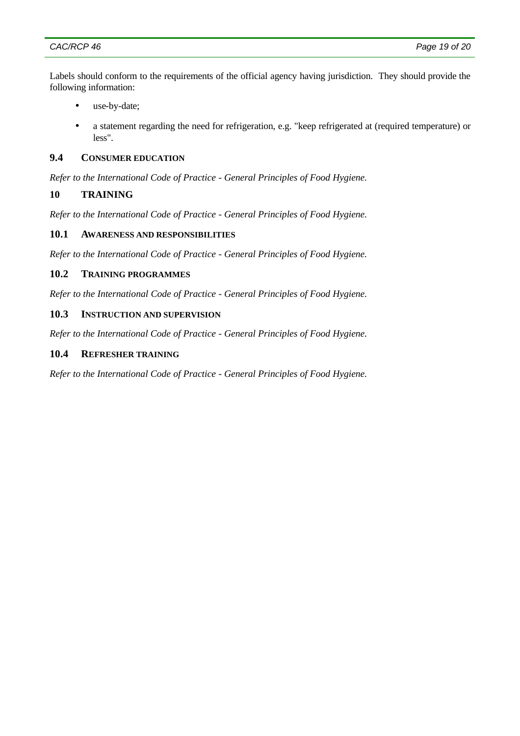Labels should conform to the requirements of the official agency having jurisdiction. They should provide the following information:

- use-by-date;
- a statement regarding the need for refrigeration, e.g. "keep refrigerated at (required temperature) or less".

### 9.4 CONSUMER EDUCATION

*Refer to the International Code of Practice - General Principles of Food Hygiene.*

## 10 TRAINING

*Refer to the International Code of Practice - General Principles of Food Hygiene.*

### 10.1 AWARENESS AND RESPONSIBILITIES

*Refer to the International Code of Practice - General Principles of Food Hygiene.*

### 10.2 TRAINING PROGRAMMES

*Refer to the International Code of Practice - General Principles of Food Hygiene.*

### 10.3 INSTRUCTION AND SUPERVISION

*Refer to the International Code of Practice - General Principles of Food Hygiene.*

### 10.4 REFRESHER TRAINING

*Refer to the International Code of Practice - General Principles of Food Hygiene.*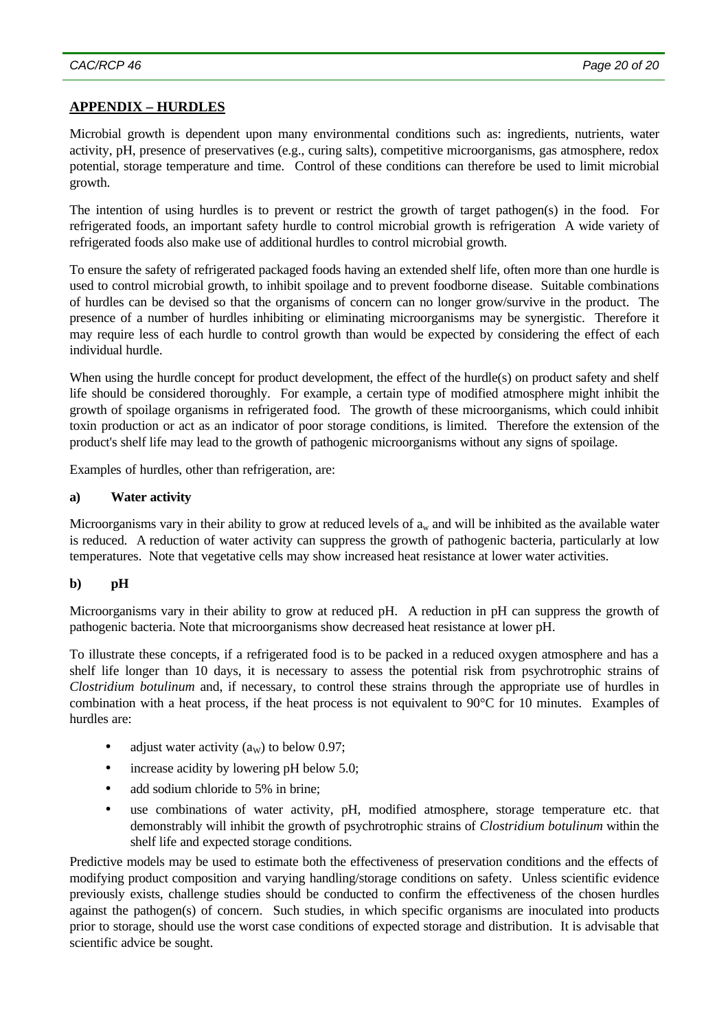## APPENDIX – HURDLES

Microbial growth is dependent upon many environmental conditions such as: ingredients, nutrients, water activity, pH, presence of preservatives (e.g., curing salts), competitive microorganisms, gas atmosphere, redox potential, storage temperature and time. Control of these conditions can therefore be used to limit microbial growth.

The intention of using hurdles is to prevent or restrict the growth of target pathogen(s) in the food. For refrigerated foods, an important safety hurdle to control microbial growth is refrigeration A wide variety of refrigerated foods also make use of additional hurdles to control microbial growth.

To ensure the safety of refrigerated packaged foods having an extended shelf life, often more than one hurdle is used to control microbial growth, to inhibit spoilage and to prevent foodborne disease. Suitable combinations of hurdles can be devised so that the organisms of concern can no longer grow/survive in the product. The presence of a number of hurdles inhibiting or eliminating microorganisms may be synergistic. Therefore it may require less of each hurdle to control growth than would be expected by considering the effect of each individual hurdle.

When using the hurdle concept for product development, the effect of the hurdle(s) on product safety and shelf life should be considered thoroughly. For example, a certain type of modified atmosphere might inhibit the growth of spoilage organisms in refrigerated food. The growth of these microorganisms, which could inhibit toxin production or act as an indicator of poor storage conditions, is limited. Therefore the extension of the product's shelf life may lead to the growth of pathogenic microorganisms without any signs of spoilage.

Examples of hurdles, other than refrigeration, are:

**a) Water activity**

Microorganisms vary in their ability to grow at reduced levels of $a_w$ and will be inhibited as the available water is reduced. A reduction of water activity can suppress the growth of pathogenic bacteria, particularly at low temperatures. Note that vegetative cells may show increased heat resistance at lower water activities.

**b) pH**

Microorganisms vary in their ability to grow at reduced pH. A reduction in pH can suppress the growth of pathogenic bacteria. Note that microorganisms show decreased heat resistance at lower pH.

To illustrate these concepts, if a refrigerated food is to be packed in a reduced oxygen atmosphere and has a shelf life longer than 10 days, it is necessary to assess the potential risk from psychrotrophic strains of *Clostridium botulinum* and, if necessary, to control these strains through the appropriate use of hurdles in combination with a heat process, if the heat process is not equivalent to 90°C for 10 minutes. Examples of hurdles are:

- adjust water activity ($a_W$) to below 0.97;
- increase acidity by lowering pH below 5.0;
- add sodium chloride to 5% in brine;
- use combinations of water activity, pH, modified atmosphere, storage temperature etc. that demonstrably will inhibit the growth of psychrotrophic strains of *Clostridium botulinum* within the shelf life and expected storage conditions.

Predictive models may be used to estimate both the effectiveness of preservation conditions and the effects of modifying product composition and varying handling/storage conditions on safety. Unless scientific evidence previously exists, challenge studies should be conducted to confirm the effectiveness of the chosen hurdles against the pathogen(s) of concern. Such studies, in which specific organisms are inoculated into products prior to storage, should use the worst case conditions of expected storage and distribution. It is advisable that scientific advice be sought.